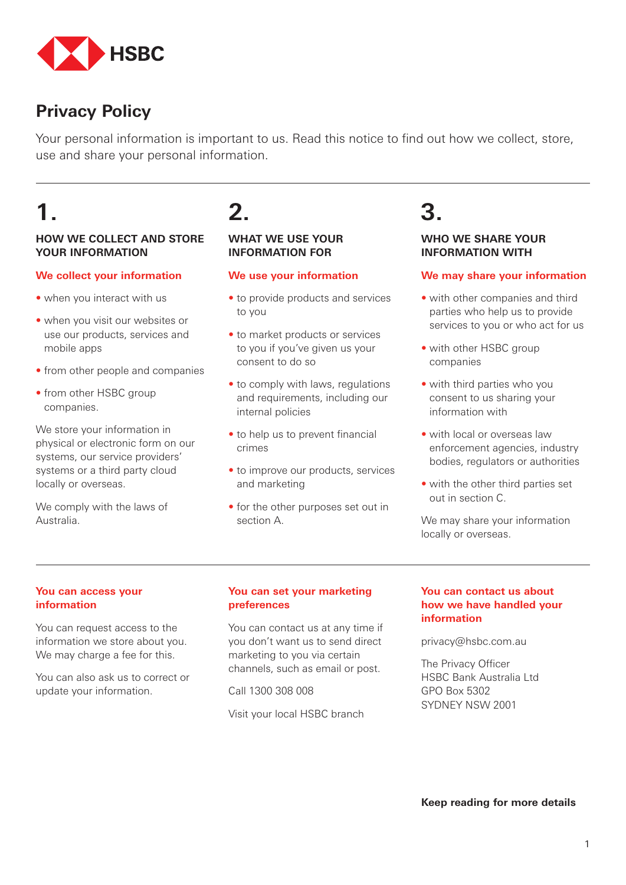HSBC

# Privacy Policy

Your personal information is important to us. Read this notice to find out how we collect, store, use and share your personal information.

## 1.

### HOW WE COLLECT AND STORE YOUR INFORMATION

**We collect your information**

- when you interact with us
- when you visit our websites or use our products, services and mobile apps
- from other people and companies
- from other HSBC group companies.

We store your information in physical or electronic form on our systems, our service providers' systems or a third party cloud locally or overseas.

We comply with the laws of Australia.

## 2.

### WHAT WE USE YOUR INFORMATION FOR

**We use your information**

- to provide products and services to you
- to market products or services to you if you've given us your consent to do so
- to comply with laws, regulations and requirements, including our internal policies
- to help us to prevent financial crimes
- to improve our products, services and marketing
- for the other purposes set out in section A.

## 3.

### WHO WE SHARE YOUR INFORMATION WITH

**We may share your information**

- with other companies and third parties who help us to provide services to you or who act for us
- with other HSBC group companies
- with third parties who you consent to us sharing your information with
- with local or overseas law enforcement agencies, industry bodies, regulators or authorities
- with the other third parties set out in section C.

We may share your information locally or overseas.

---

**You can access your information**

You can request access to the information we store about you. We may charge a fee for this.

You can also ask us to correct or update your information.

**You can set your marketing preferences**

You can contact us at any time if you don't want us to send direct marketing to you via certain channels, such as email or post.

Call 1300 308 008

Visit your local HSBC branch

**You can contact us about how we have handled your information**

privacy@hsbc.com.au

The Privacy Officer
HSBC Bank Australia Ltd
GPO Box 5302
SYDNEY NSW 2001

**Keep reading for more details**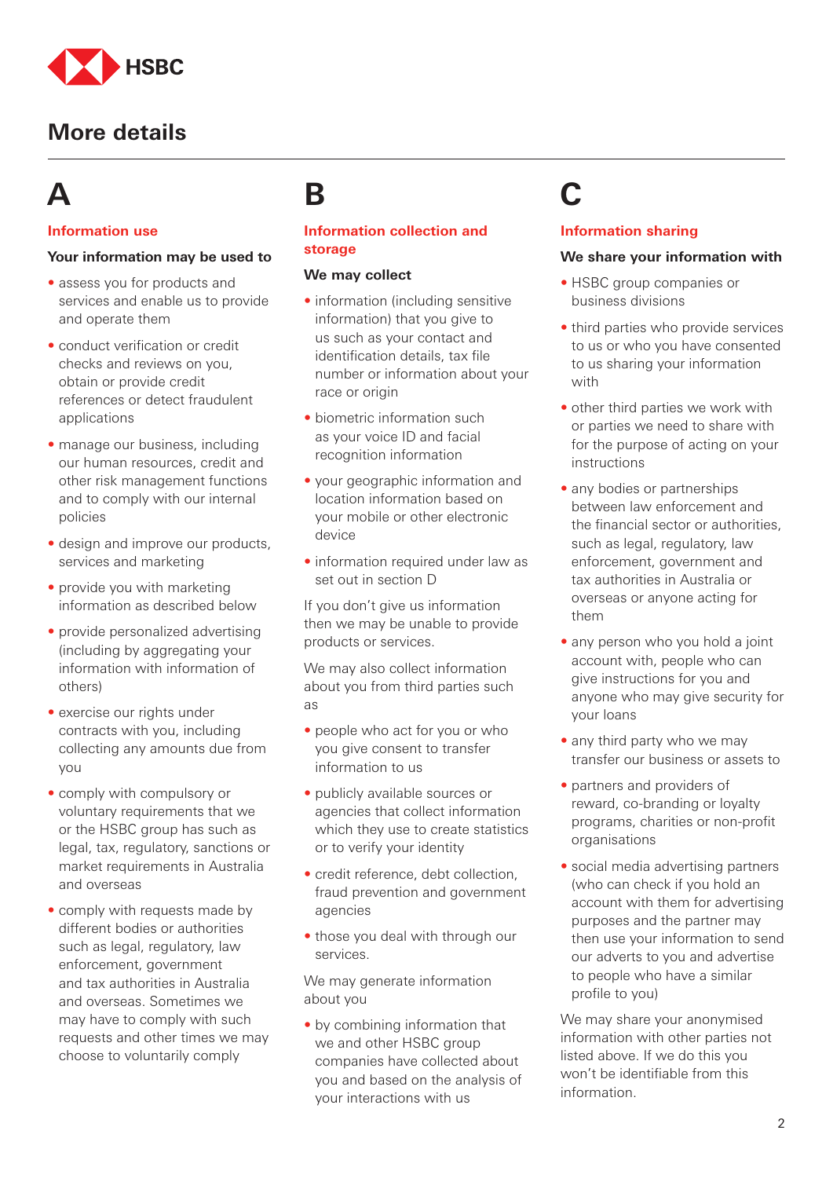# More details

## A

### Information use

**Your information may be used to**

- assess you for products and services and enable us to provide and operate them
- conduct verification or credit checks and reviews on you, obtain or provide credit references or detect fraudulent applications
- manage our business, including our human resources, credit and other risk management functions and to comply with our internal policies
- design and improve our products, services and marketing
- provide you with marketing information as described below
- provide personalized advertising (including by aggregating your information with information of others)
- exercise our rights under contracts with you, including collecting any amounts due from you
- comply with compulsory or voluntary requirements that we or the HSBC group has such as legal, tax, regulatory, sanctions or market requirements in Australia and overseas
- comply with requests made by different bodies or authorities such as legal, regulatory, law enforcement, government and tax authorities in Australia and overseas. Sometimes we may have to comply with such requests and other times we may choose to voluntarily comply

## B

### Information collection and storage

**We may collect**

- information (including sensitive information) that you give to us such as your contact and identification details, tax file number or information about your race or origin
- biometric information such as your voice ID and facial recognition information
- your geographic information and location information based on your mobile or other electronic device
- information required under law as set out in section D

If you don't give us information then we may be unable to provide products or services.

We may also collect information about you from third parties such as

- people who act for you or who you give consent to transfer information to us
- publicly available sources or agencies that collect information which they use to create statistics or to verify your identity
- credit reference, debt collection, fraud prevention and government agencies
- those you deal with through our services.

We may generate information about you

- by combining information that we and other HSBC group companies have collected about you and based on the analysis of your interactions with us

## C

### Information sharing

**We share your information with**

- HSBC group companies or business divisions
- third parties who provide services to us or who you have consented to us sharing your information with
- other third parties we work with or parties we need to share with for the purpose of acting on your instructions
- any bodies or partnerships between law enforcement and the financial sector or authorities, such as legal, regulatory, law enforcement, government and tax authorities in Australia or overseas or anyone acting for them
- any person who you hold a joint account with, people who can give instructions for you and anyone who may give security for your loans
- any third party who we may transfer our business or assets to
- partners and providers of reward, co-branding or loyalty programs, charities or non-profit organisations
- social media advertising partners (who can check if you hold an account with them for advertising purposes and the partner may then use your information to send our adverts to you and advertise to people who have a similar profile to you)

We may share your anonymised information with other parties not listed above. If we do this you won't be identifiable from this information.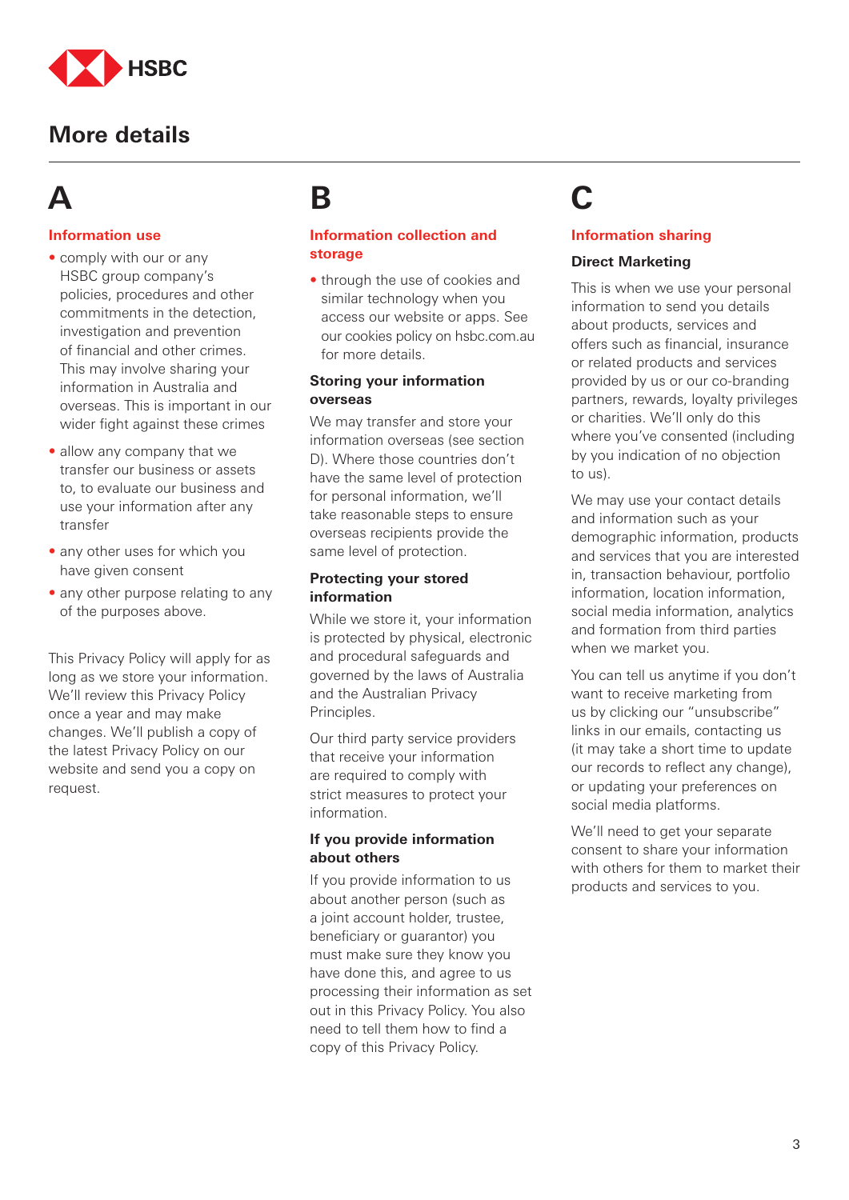HSBC

# More details

## A

### Information use

- comply with our or any HSBC group company's policies, procedures and other commitments in the detection, investigation and prevention of financial and other crimes. This may involve sharing your information in Australia and overseas. This is important in our wider fight against these crimes
- allow any company that we transfer our business or assets to, to evaluate our business and use your information after any transfer
- any other uses for which you have given consent
- any other purpose relating to any of the purposes above.

This Privacy Policy will apply for as long as we store your information. We'll review this Privacy Policy once a year and may make changes. We'll publish a copy of the latest Privacy Policy on our website and send you a copy on request.

## B

### Information collection and storage

- through the use of cookies and similar technology when you access our website or apps. See our cookies policy on hsbc.com.au for more details.

**Storing your information overseas**

We may transfer and store your information overseas (see section D). Where those countries don't have the same level of protection for personal information, we'll take reasonable steps to ensure overseas recipients provide the same level of protection.

**Protecting your stored information**

While we store it, your information is protected by physical, electronic and procedural safeguards and governed by the laws of Australia and the Australian Privacy Principles.

Our third party service providers that receive your information are required to comply with strict measures to protect your information.

**If you provide information about others**

If you provide information to us about another person (such as a joint account holder, trustee, beneficiary or guarantor) you must make sure they know you have done this, and agree to us processing their information as set out in this Privacy Policy. You also need to tell them how to find a copy of this Privacy Policy.

## C

### Information sharing

**Direct Marketing**

This is when we use your personal information to send you details about products, services and offers such as financial, insurance or related products and services provided by us or our co-branding partners, rewards, loyalty privileges or charities. We'll only do this where you've consented (including by you indication of no objection to us).

We may use your contact details and information such as your demographic information, products and services that you are interested in, transaction behaviour, portfolio information, location information, social media information, analytics and formation from third parties when we market you.

You can tell us anytime if you don't want to receive marketing from us by clicking our "unsubscribe" links in our emails, contacting us (it may take a short time to update our records to reflect any change), or updating your preferences on social media platforms.

We'll need to get your separate consent to share your information with others for them to market their products and services to you.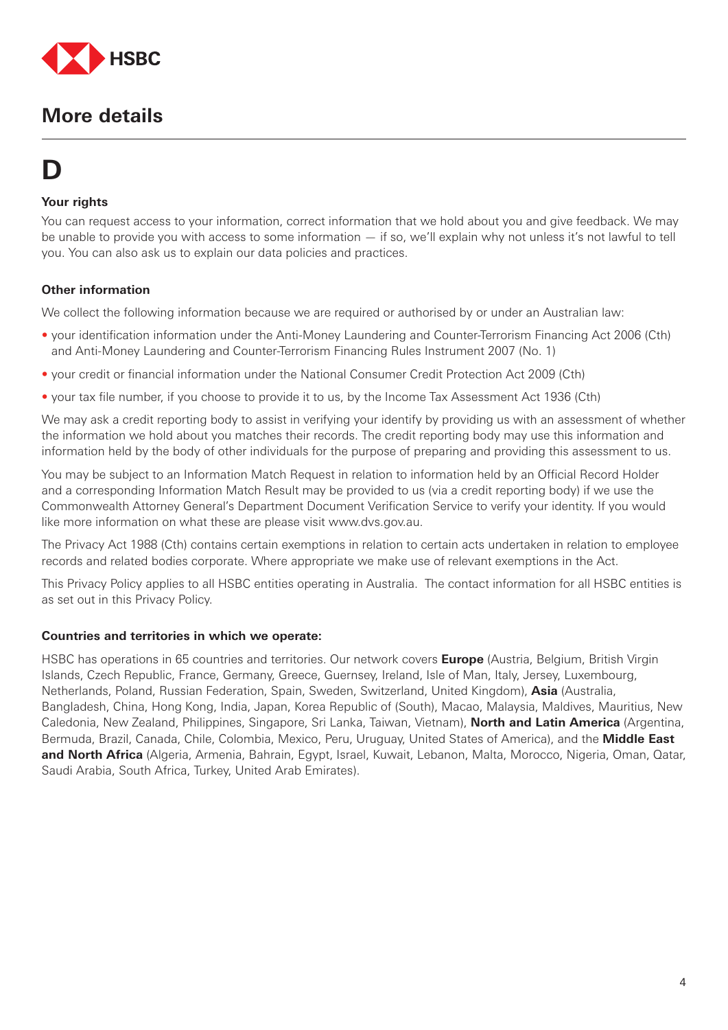## More details

# D

### Your rights

You can request access to your information, correct information that we hold about you and give feedback. We may be unable to provide you with access to some information — if so, we'll explain why not unless it's not lawful to tell you. You can also ask us to explain our data policies and practices.

### Other information

We collect the following information because we are required or authorised by or under an Australian law:

- your identification information under the Anti-Money Laundering and Counter-Terrorism Financing Act 2006 (Cth) and Anti-Money Laundering and Counter-Terrorism Financing Rules Instrument 2007 (No. 1)
- your credit or financial information under the National Consumer Credit Protection Act 2009 (Cth)
- your tax file number, if you choose to provide it to us, by the Income Tax Assessment Act 1936 (Cth)

We may ask a credit reporting body to assist in verifying your identify by providing us with an assessment of whether the information we hold about you matches their records. The credit reporting body may use this information and information held by the body of other individuals for the purpose of preparing and providing this assessment to us.

You may be subject to an Information Match Request in relation to information held by an Official Record Holder and a corresponding Information Match Result may be provided to us (via a credit reporting body) if we use the Commonwealth Attorney General's Department Document Verification Service to verify your identity. If you would like more information on what these are please visit www.dvs.gov.au.

The Privacy Act 1988 (Cth) contains certain exemptions in relation to certain acts undertaken in relation to employee records and related bodies corporate. Where appropriate we make use of relevant exemptions in the Act.

This Privacy Policy applies to all HSBC entities operating in Australia. The contact information for all HSBC entities is as set out in this Privacy Policy.

### Countries and territories in which we operate:

HSBC has operations in 65 countries and territories. Our network covers **Europe** (Austria, Belgium, British Virgin Islands, Czech Republic, France, Germany, Greece, Guernsey, Ireland, Isle of Man, Italy, Jersey, Luxembourg, Netherlands, Poland, Russian Federation, Spain, Sweden, Switzerland, United Kingdom), **Asia** (Australia, Bangladesh, China, Hong Kong, India, Japan, Korea Republic of (South), Macao, Malaysia, Maldives, Mauritius, New Caledonia, New Zealand, Philippines, Singapore, Sri Lanka, Taiwan, Vietnam), **North and Latin America** (Argentina, Bermuda, Brazil, Canada, Chile, Colombia, Mexico, Peru, Uruguay, United States of America), and the **Middle East and North Africa** (Algeria, Armenia, Bahrain, Egypt, Israel, Kuwait, Lebanon, Malta, Morocco, Nigeria, Oman, Qatar, Saudi Arabia, South Africa, Turkey, United Arab Emirates).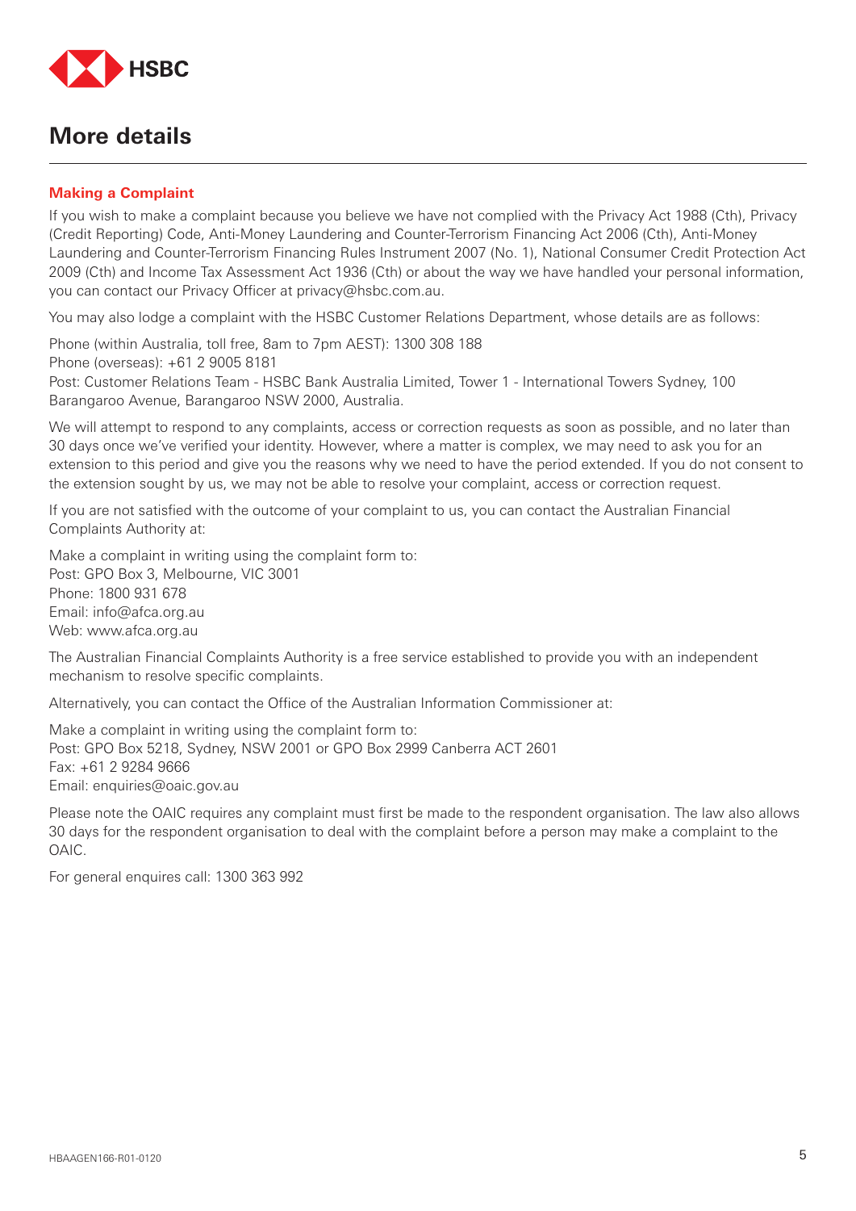# More details

## Making a Complaint

If you wish to make a complaint because you believe we have not complied with the Privacy Act 1988 (Cth), Privacy (Credit Reporting) Code, Anti-Money Laundering and Counter-Terrorism Financing Act 2006 (Cth), Anti-Money Laundering and Counter-Terrorism Financing Rules Instrument 2007 (No. 1), National Consumer Credit Protection Act 2009 (Cth) and Income Tax Assessment Act 1936 (Cth) or about the way we have handled your personal information, you can contact our Privacy Officer at privacy@hsbc.com.au.

You may also lodge a complaint with the HSBC Customer Relations Department, whose details are as follows:

Phone (within Australia, toll free, 8am to 7pm AEST): 1300 308 188
Phone (overseas): +61 2 9005 8181
Post: Customer Relations Team - HSBC Bank Australia Limited, Tower 1 - International Towers Sydney, 100 Barangaroo Avenue, Barangaroo NSW 2000, Australia.

We will attempt to respond to any complaints, access or correction requests as soon as possible, and no later than 30 days once we've verified your identity. However, where a matter is complex, we may need to ask you for an extension to this period and give you the reasons why we need to have the period extended. If you do not consent to the extension sought by us, we may not be able to resolve your complaint, access or correction request.

If you are not satisfied with the outcome of your complaint to us, you can contact the Australian Financial Complaints Authority at:

Make a complaint in writing using the complaint form to:
Post: GPO Box 3, Melbourne, VIC 3001
Phone: 1800 931 678
Email: info@afca.org.au
Web: www.afca.org.au

The Australian Financial Complaints Authority is a free service established to provide you with an independent mechanism to resolve specific complaints.

Alternatively, you can contact the Office of the Australian Information Commissioner at:

Make a complaint in writing using the complaint form to:
Post: GPO Box 5218, Sydney, NSW 2001 or GPO Box 2999 Canberra ACT 2601
Fax: +61 2 9284 9666
Email: enquiries@oaic.gov.au

Please note the OAIC requires any complaint must first be made to the respondent organisation. The law also allows 30 days for the respondent organisation to deal with the complaint before a person may make a complaint to the OAIC.

For general enquires call: 1300 363 992

HBAAGEN166-R01-0120